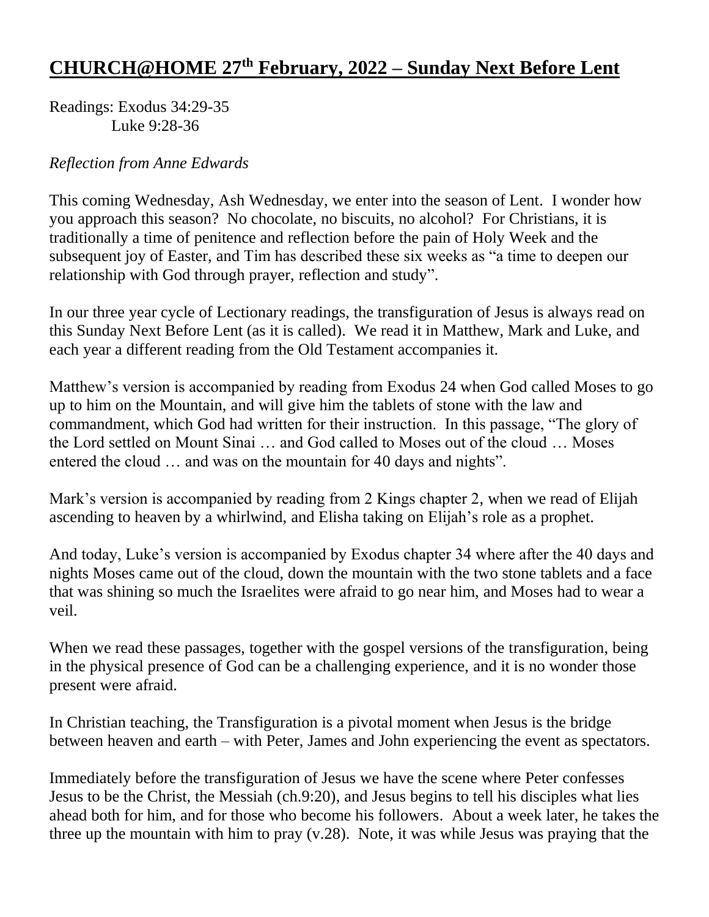# **CHURCH@HOME 27th February, 2022 – Sunday Next Before Lent**

Readings: Exodus 34:29-35
Luke 9:28-36

*Reflection from Anne Edwards*

This coming Wednesday, Ash Wednesday, we enter into the season of Lent. I wonder how you approach this season? No chocolate, no biscuits, no alcohol? For Christians, it is traditionally a time of penitence and reflection before the pain of Holy Week and the subsequent joy of Easter, and Tim has described these six weeks as "a time to deepen our relationship with God through prayer, reflection and study".

In our three year cycle of Lectionary readings, the transfiguration of Jesus is always read on this Sunday Next Before Lent (as it is called). We read it in Matthew, Mark and Luke, and each year a different reading from the Old Testament accompanies it.

Matthew's version is accompanied by reading from Exodus 24 when God called Moses to go up to him on the Mountain, and will give him the tablets of stone with the law and commandment, which God had written for their instruction. In this passage, "The glory of the Lord settled on Mount Sinai … and God called to Moses out of the cloud … Moses entered the cloud … and was on the mountain for 40 days and nights".

Mark's version is accompanied by reading from 2 Kings chapter 2, when we read of Elijah ascending to heaven by a whirlwind, and Elisha taking on Elijah's role as a prophet.

And today, Luke's version is accompanied by Exodus chapter 34 where after the 40 days and nights Moses came out of the cloud, down the mountain with the two stone tablets and a face that was shining so much the Israelites were afraid to go near him, and Moses had to wear a veil.

When we read these passages, together with the gospel versions of the transfiguration, being in the physical presence of God can be a challenging experience, and it is no wonder those present were afraid.

In Christian teaching, the Transfiguration is a pivotal moment when Jesus is the bridge between heaven and earth – with Peter, James and John experiencing the event as spectators.

Immediately before the transfiguration of Jesus we have the scene where Peter confesses Jesus to be the Christ, the Messiah (ch.9:20), and Jesus begins to tell his disciples what lies ahead both for him, and for those who become his followers. About a week later, he takes the three up the mountain with him to pray (v.28). Note, it was while Jesus was praying that the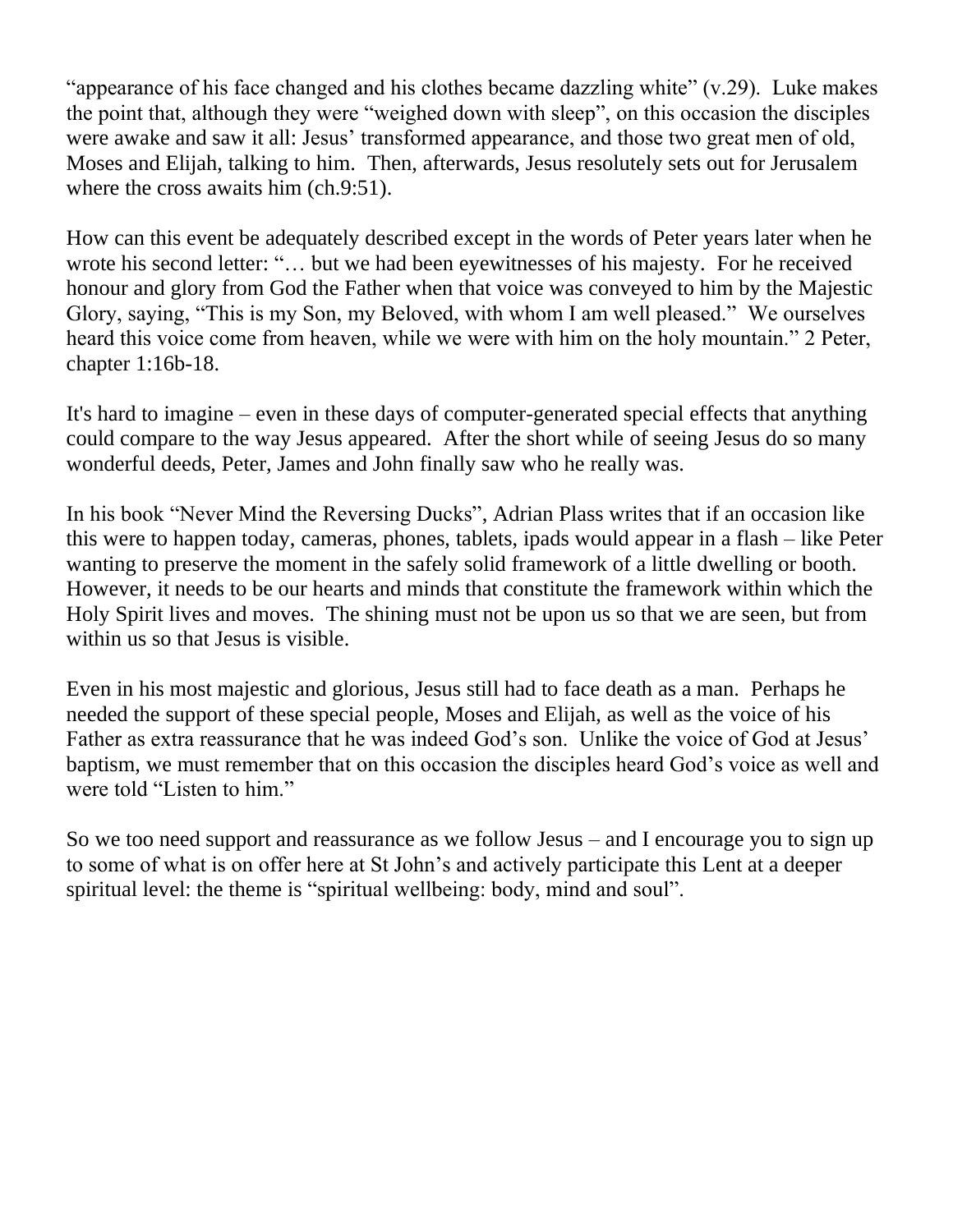"appearance of his face changed and his clothes became dazzling white" (v.29). Luke makes the point that, although they were "weighed down with sleep", on this occasion the disciples were awake and saw it all: Jesus' transformed appearance, and those two great men of old, Moses and Elijah, talking to him. Then, afterwards, Jesus resolutely sets out for Jerusalem where the cross awaits him (ch.9:51).

How can this event be adequately described except in the words of Peter years later when he wrote his second letter: "… but we had been eyewitnesses of his majesty. For he received honour and glory from God the Father when that voice was conveyed to him by the Majestic Glory, saying, "This is my Son, my Beloved, with whom I am well pleased." We ourselves heard this voice come from heaven, while we were with him on the holy mountain." 2 Peter, chapter 1:16b-18.

It's hard to imagine – even in these days of computer-generated special effects that anything could compare to the way Jesus appeared. After the short while of seeing Jesus do so many wonderful deeds, Peter, James and John finally saw who he really was.

In his book "Never Mind the Reversing Ducks", Adrian Plass writes that if an occasion like this were to happen today, cameras, phones, tablets, ipads would appear in a flash – like Peter wanting to preserve the moment in the safely solid framework of a little dwelling or booth. However, it needs to be our hearts and minds that constitute the framework within which the Holy Spirit lives and moves. The shining must not be upon us so that we are seen, but from within us so that Jesus is visible.

Even in his most majestic and glorious, Jesus still had to face death as a man. Perhaps he needed the support of these special people, Moses and Elijah, as well as the voice of his Father as extra reassurance that he was indeed God's son. Unlike the voice of God at Jesus' baptism, we must remember that on this occasion the disciples heard God's voice as well and were told "Listen to him."

So we too need support and reassurance as we follow Jesus – and I encourage you to sign up to some of what is on offer here at St John's and actively participate this Lent at a deeper spiritual level: the theme is "spiritual wellbeing: body, mind and soul".